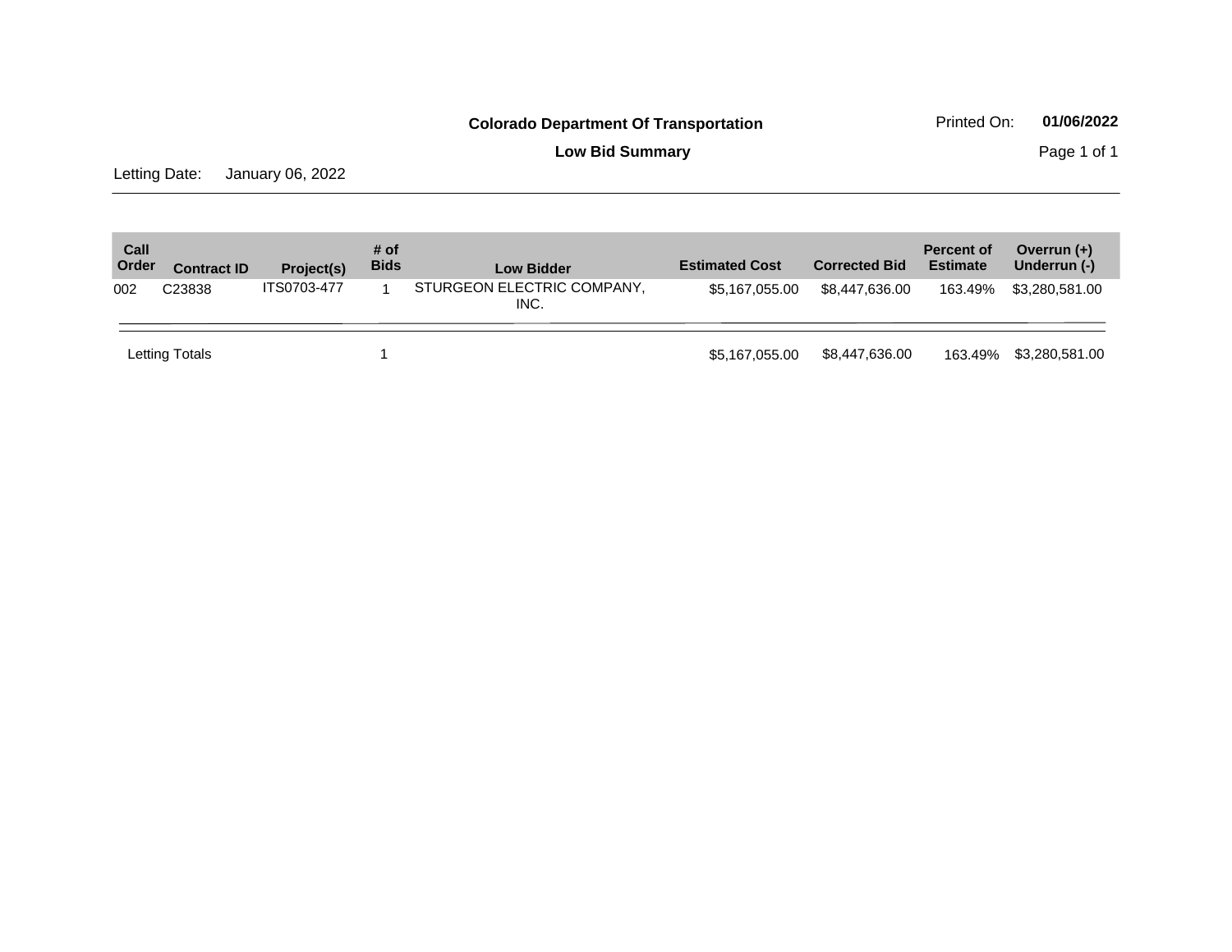**Colorado Department Of Transportation**

Printed On: **01/06/2022**

**Low Bid Summary**

Letting Date: January 06, 2022

| Call Order | Contract ID | Project(s) | # of Bids | Low Bidder | Estimated Cost | Corrected Bid | Percent of Estimate | Overrun (+) Underrun (-) |
|---|---|---|---|---|---|---|---|---|
| 002 | C23838 | ITS0703-477 | 1 | STURGEON ELECTRIC COMPANY, INC. | $5,167,055.00 | $8,447,636.00 | 163.49% | $3,280,581.00 |
| Letting Totals | | | 1 | | $5,167,055.00 | $8,447,636.00 | 163.49% | $3,280,581.00 |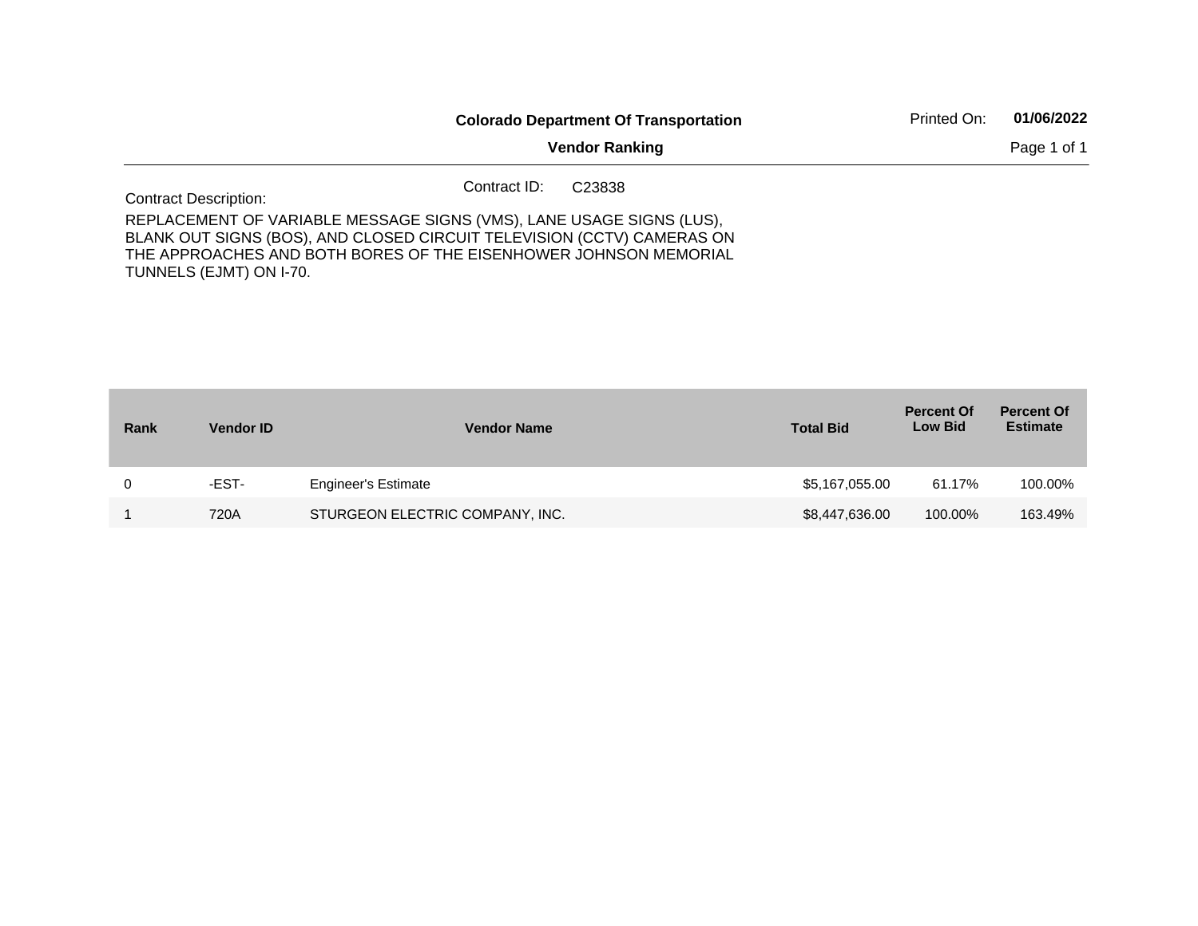**Colorado Department Of Transportation**

**Vendor Ranking**

Printed On: **01/06/2022**

Contract ID: C23838

Contract Description:

REPLACEMENT OF VARIABLE MESSAGE SIGNS (VMS), LANE USAGE SIGNS (LUS), BLANK OUT SIGNS (BOS), AND CLOSED CIRCUIT TELEVISION (CCTV) CAMERAS ON THE APPROACHES AND BOTH BORES OF THE EISENHOWER JOHNSON MEMORIAL TUNNELS (EJMT) ON I-70.

| Rank | Vendor ID | Vendor Name | Total Bid | Percent Of Low Bid | Percent Of Estimate |
|---|---|---|---|---|---|
| 0 | -EST- | Engineer's Estimate | $5,167,055.00 | 61.17% | 100.00% |
| 1 | 720A | STURGEON ELECTRIC COMPANY, INC. | $8,447,636.00 | 100.00% | 163.49% |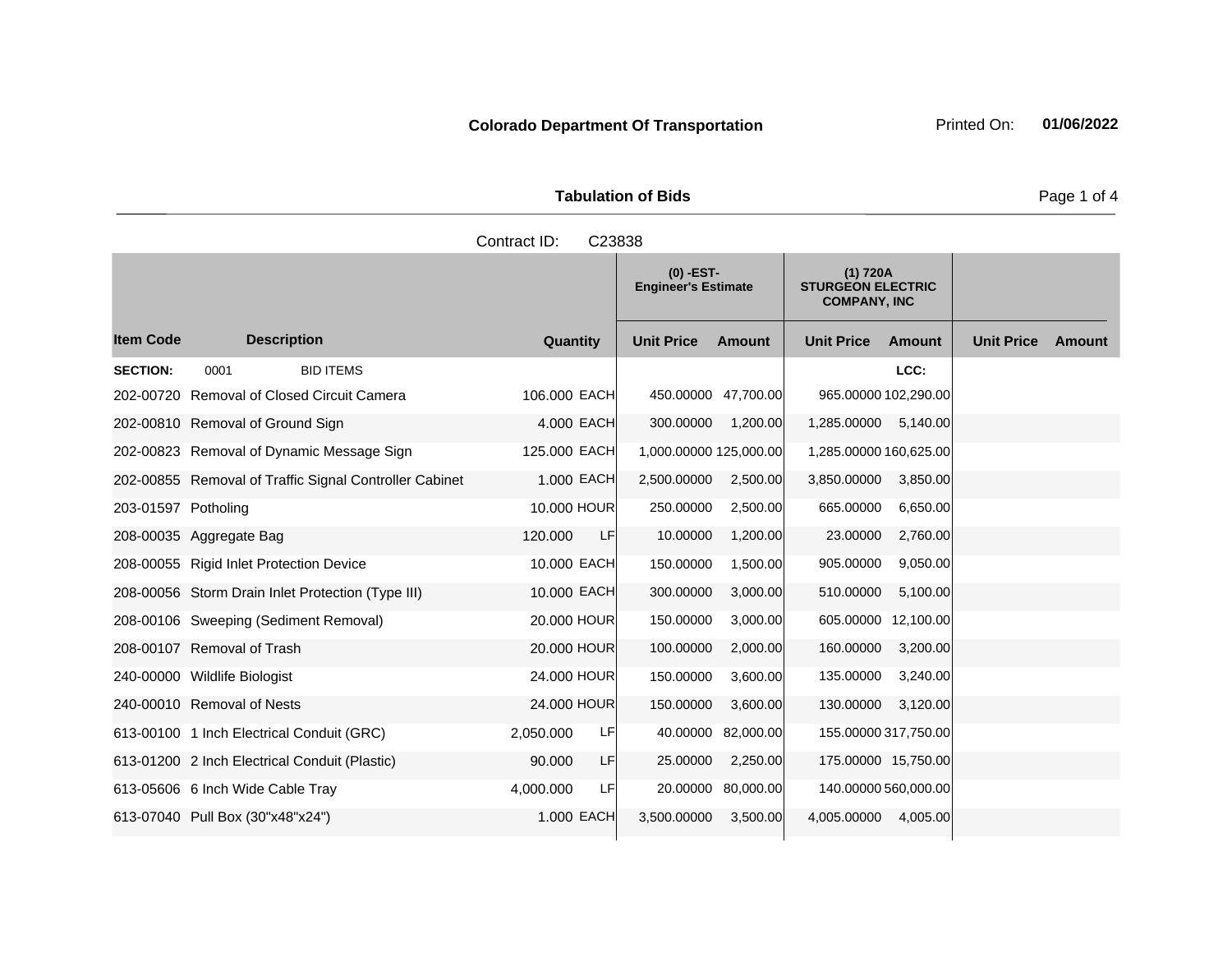**Colorado Department Of Transportation** Printed On: **01/06/2022**

**Tabulation of Bids**

Contract ID: C23838

| | | | | (0) -EST- Engineer's Estimate | | (1) 720A STURGEON ELECTRIC COMPANY, INC | | | |
|---|---|---|---|---|---|---|---|---|---|
| **Item Code** | **Description** | **Quantity** | | **Unit Price** | **Amount** | **Unit Price** | **Amount** | **Unit Price** | **Amount** |
| **SECTION:** | 0001 BID ITEMS | | | | | | **LCC:** | | |
| 202-00720 | Removal of Closed Circuit Camera | 106.000 | EACH | 450.00000 | 47,700.00 | 965.00000 | 102,290.00 | | |
| 202-00810 | Removal of Ground Sign | 4.000 | EACH | 300.00000 | 1,200.00 | 1,285.00000 | 5,140.00 | | |
| 202-00823 | Removal of Dynamic Message Sign | 125.000 | EACH | 1,000.00000 | 125,000.00 | 1,285.00000 | 160,625.00 | | |
| 202-00855 | Removal of Traffic Signal Controller Cabinet | 1.000 | EACH | 2,500.00000 | 2,500.00 | 3,850.00000 | 3,850.00 | | |
| 203-01597 | Potholing | 10.000 | HOUR | 250.00000 | 2,500.00 | 665.00000 | 6,650.00 | | |
| 208-00035 | Aggregate Bag | 120.000 | LF | 10.00000 | 1,200.00 | 23.00000 | 2,760.00 | | |
| 208-00055 | Rigid Inlet Protection Device | 10.000 | EACH | 150.00000 | 1,500.00 | 905.00000 | 9,050.00 | | |
| 208-00056 | Storm Drain Inlet Protection (Type III) | 10.000 | EACH | 300.00000 | 3,000.00 | 510.00000 | 5,100.00 | | |
| 208-00106 | Sweeping (Sediment Removal) | 20.000 | HOUR | 150.00000 | 3,000.00 | 605.00000 | 12,100.00 | | |
| 208-00107 | Removal of Trash | 20.000 | HOUR | 100.00000 | 2,000.00 | 160.00000 | 3,200.00 | | |
| 240-00000 | Wildlife Biologist | 24.000 | HOUR | 150.00000 | 3,600.00 | 135.00000 | 3,240.00 | | |
| 240-00010 | Removal of Nests | 24.000 | HOUR | 150.00000 | 3,600.00 | 130.00000 | 3,120.00 | | |
| 613-00100 | 1 Inch Electrical Conduit (GRC) | 2,050.000 | LF | 40.00000 | 82,000.00 | 155.00000 | 317,750.00 | | |
| 613-01200 | 2 Inch Electrical Conduit (Plastic) | 90.000 | LF | 25.00000 | 2,250.00 | 175.00000 | 15,750.00 | | |
| 613-05606 | 6 Inch Wide Cable Tray | 4,000.000 | LF | 20.00000 | 80,000.00 | 140.00000 | 560,000.00 | | |
| 613-07040 | Pull Box (30"x48"x24") | 1.000 | EACH | 3,500.00000 | 3,500.00 | 4,005.00000 | 4,005.00 | | |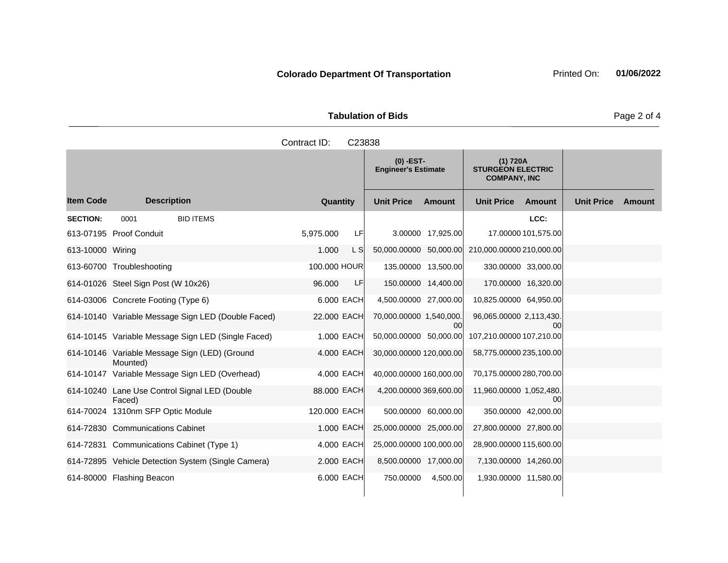**Colorado Department Of Transportation** Printed On: **01/06/2022**

**Tabulation of Bids**

Contract ID: C23838

| Item Code | Description | Quantity | | (0) -EST- Engineer's Estimate Unit Price | Amount | (1) 720A STURGEON ELECTRIC COMPANY, INC Unit Price | Amount | Unit Price | Amount |
|---|---|---|---|---|---|---|---|---|---|
| **SECTION:** | 0001 BID ITEMS | | | | | | LCC: | | |
| 613-07195 | Proof Conduit | 5,975.000 | LF | 3.00000 | 17,925.00 | 17.00000 | 101,575.00 | | |
| 613-10000 | Wiring | 1.000 | L S | 50,000.00000 | 50,000.00 | 210,000.00000 | 210,000.00 | | |
| 613-60700 | Troubleshooting | 100.000 | HOUR | 135.00000 | 13,500.00 | 330.00000 | 33,000.00 | | |
| 614-01026 | Steel Sign Post (W 10x26) | 96.000 | LF | 150.00000 | 14,400.00 | 170.00000 | 16,320.00 | | |
| 614-03006 | Concrete Footing (Type 6) | 6.000 | EACH | 4,500.00000 | 27,000.00 | 10,825.00000 | 64,950.00 | | |
| 614-10140 | Variable Message Sign LED (Double Faced) | 22.000 | EACH | 70,000.00000 | 1,540,000.00 | 96,065.00000 | 2,113,430.00 | | |
| 614-10145 | Variable Message Sign LED (Single Faced) | 1.000 | EACH | 50,000.00000 | 50,000.00 | 107,210.00000 | 107,210.00 | | |
| 614-10146 | Variable Message Sign (LED) (Ground Mounted) | 4.000 | EACH | 30,000.00000 | 120,000.00 | 58,775.00000 | 235,100.00 | | |
| 614-10147 | Variable Message Sign LED (Overhead) | 4.000 | EACH | 40,000.00000 | 160,000.00 | 70,175.00000 | 280,700.00 | | |
| 614-10240 | Lane Use Control Signal LED (Double Faced) | 88.000 | EACH | 4,200.00000 | 369,600.00 | 11,960.00000 | 1,052,480.00 | | |
| 614-70024 | 1310nm SFP Optic Module | 120.000 | EACH | 500.00000 | 60,000.00 | 350.00000 | 42,000.00 | | |
| 614-72830 | Communications Cabinet | 1.000 | EACH | 25,000.00000 | 25,000.00 | 27,800.00000 | 27,800.00 | | |
| 614-72831 | Communications Cabinet (Type 1) | 4.000 | EACH | 25,000.00000 | 100,000.00 | 28,900.00000 | 115,600.00 | | |
| 614-72895 | Vehicle Detection System (Single Camera) | 2.000 | EACH | 8,500.00000 | 17,000.00 | 7,130.00000 | 14,260.00 | | |
| 614-80000 | Flashing Beacon | 6.000 | EACH | 750.00000 | 4,500.00 | 1,930.00000 | 11,580.00 | | |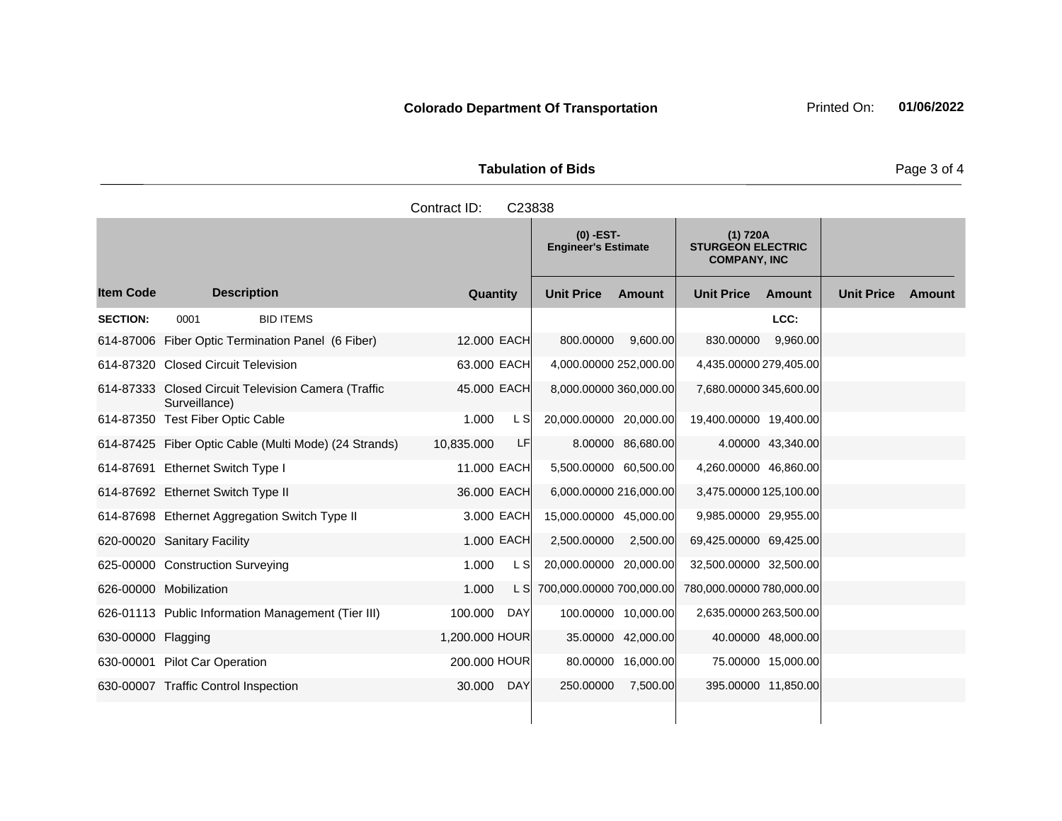**Colorado Department Of Transportation** Printed On: **01/06/2022**

**Tabulation of Bids**

Contract ID: C23838

| | | | | (0) -EST- Engineer's Estimate | | (1) 720A STURGEON ELECTRIC COMPANY, INC | | | |
|---|---|---|---|---|---|---|---|---|---|
| **Item Code** | **Description** | **Quantity** | | **Unit Price** | **Amount** | **Unit Price** | **Amount** | **Unit Price** | **Amount** |
| **SECTION:** | 0001 BID ITEMS | | | | | | LCC: | | |
| 614-87006 | Fiber Optic Termination Panel (6 Fiber) | 12.000 | EACH | 800.00000 | 9,600.00 | 830.00000 | 9,960.00 | | |
| 614-87320 | Closed Circuit Television | 63.000 | EACH | 4,000.00000 | 252,000.00 | 4,435.00000 | 279,405.00 | | |
| 614-87333 | Closed Circuit Television Camera (Traffic Surveillance) | 45.000 | EACH | 8,000.00000 | 360,000.00 | 7,680.00000 | 345,600.00 | | |
| 614-87350 | Test Fiber Optic Cable | 1.000 | L S | 20,000.00000 | 20,000.00 | 19,400.00000 | 19,400.00 | | |
| 614-87425 | Fiber Optic Cable (Multi Mode) (24 Strands) | 10,835.000 | LF | 8.00000 | 86,680.00 | 4.00000 | 43,340.00 | | |
| 614-87691 | Ethernet Switch Type I | 11.000 | EACH | 5,500.00000 | 60,500.00 | 4,260.00000 | 46,860.00 | | |
| 614-87692 | Ethernet Switch Type II | 36.000 | EACH | 6,000.00000 | 216,000.00 | 3,475.00000 | 125,100.00 | | |
| 614-87698 | Ethernet Aggregation Switch Type II | 3.000 | EACH | 15,000.00000 | 45,000.00 | 9,985.00000 | 29,955.00 | | |
| 620-00020 | Sanitary Facility | 1.000 | EACH | 2,500.00000 | 2,500.00 | 69,425.00000 | 69,425.00 | | |
| 625-00000 | Construction Surveying | 1.000 | L S | 20,000.00000 | 20,000.00 | 32,500.00000 | 32,500.00 | | |
| 626-00000 | Mobilization | 1.000 | L S | 700,000.00000 | 700,000.00 | 780,000.00000 | 780,000.00 | | |
| 626-01113 | Public Information Management (Tier III) | 100.000 | DAY | 100.00000 | 10,000.00 | 2,635.00000 | 263,500.00 | | |
| 630-00000 | Flagging | 1,200.000 | HOUR | 35.00000 | 42,000.00 | 40.00000 | 48,000.00 | | |
| 630-00001 | Pilot Car Operation | 200.000 | HOUR | 80.00000 | 16,000.00 | 75.00000 | 15,000.00 | | |
| 630-00007 | Traffic Control Inspection | 30.000 | DAY | 250.00000 | 7,500.00 | 395.00000 | 11,850.00 | | |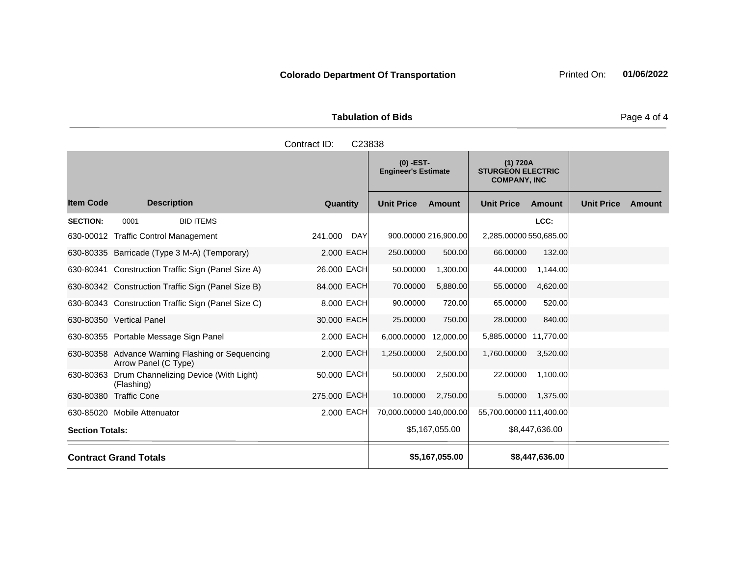**Colorado Department Of Transportation** Printed On: **01/06/2022**

**Tabulation of Bids**

Contract ID: C23838

| | | | | (0) -EST- Engineer's Estimate | | (1) 720A STURGEON ELECTRIC COMPANY, INC | | | |
|---|---|---|---|---|---|---|---|---|---|
| **Item Code** | **Description** | **Quantity** | | **Unit Price** | **Amount** | **Unit Price** | **Amount** | **Unit Price** | **Amount** |
| **SECTION:** | 0001 BID ITEMS | | | | | | LCC: | | |
| 630-00012 | Traffic Control Management | 241.000 | DAY | 900.00000 | 216,900.00 | 2,285.00000 | 550,685.00 | | |
| 630-80335 | Barricade (Type 3 M-A) (Temporary) | 2.000 | EACH | 250.00000 | 500.00 | 66.00000 | 132.00 | | |
| 630-80341 | Construction Traffic Sign (Panel Size A) | 26.000 | EACH | 50.00000 | 1,300.00 | 44.00000 | 1,144.00 | | |
| 630-80342 | Construction Traffic Sign (Panel Size B) | 84.000 | EACH | 70.00000 | 5,880.00 | 55.00000 | 4,620.00 | | |
| 630-80343 | Construction Traffic Sign (Panel Size C) | 8.000 | EACH | 90.00000 | 720.00 | 65.00000 | 520.00 | | |
| 630-80350 | Vertical Panel | 30.000 | EACH | 25.00000 | 750.00 | 28.00000 | 840.00 | | |
| 630-80355 | Portable Message Sign Panel | 2.000 | EACH | 6,000.00000 | 12,000.00 | 5,885.00000 | 11,770.00 | | |
| 630-80358 | Advance Warning Flashing or Sequencing Arrow Panel (C Type) | 2.000 | EACH | 1,250.00000 | 2,500.00 | 1,760.00000 | 3,520.00 | | |
| 630-80363 | Drum Channelizing Device (With Light) (Flashing) | 50.000 | EACH | 50.00000 | 2,500.00 | 22.00000 | 1,100.00 | | |
| 630-80380 | Traffic Cone | 275.000 | EACH | 10.00000 | 2,750.00 | 5.00000 | 1,375.00 | | |
| 630-85020 | Mobile Attenuator | 2.000 | EACH | 70,000.00000 | 140,000.00 | 55,700.00000 | 111,400.00 | | |
| **Section Totals:** | | | | | $5,167,055.00 | | $8,447,636.00 | | |
| **Contract Grand Totals** | | | | | **$5,167,055.00** | | **$8,447,636.00** | | |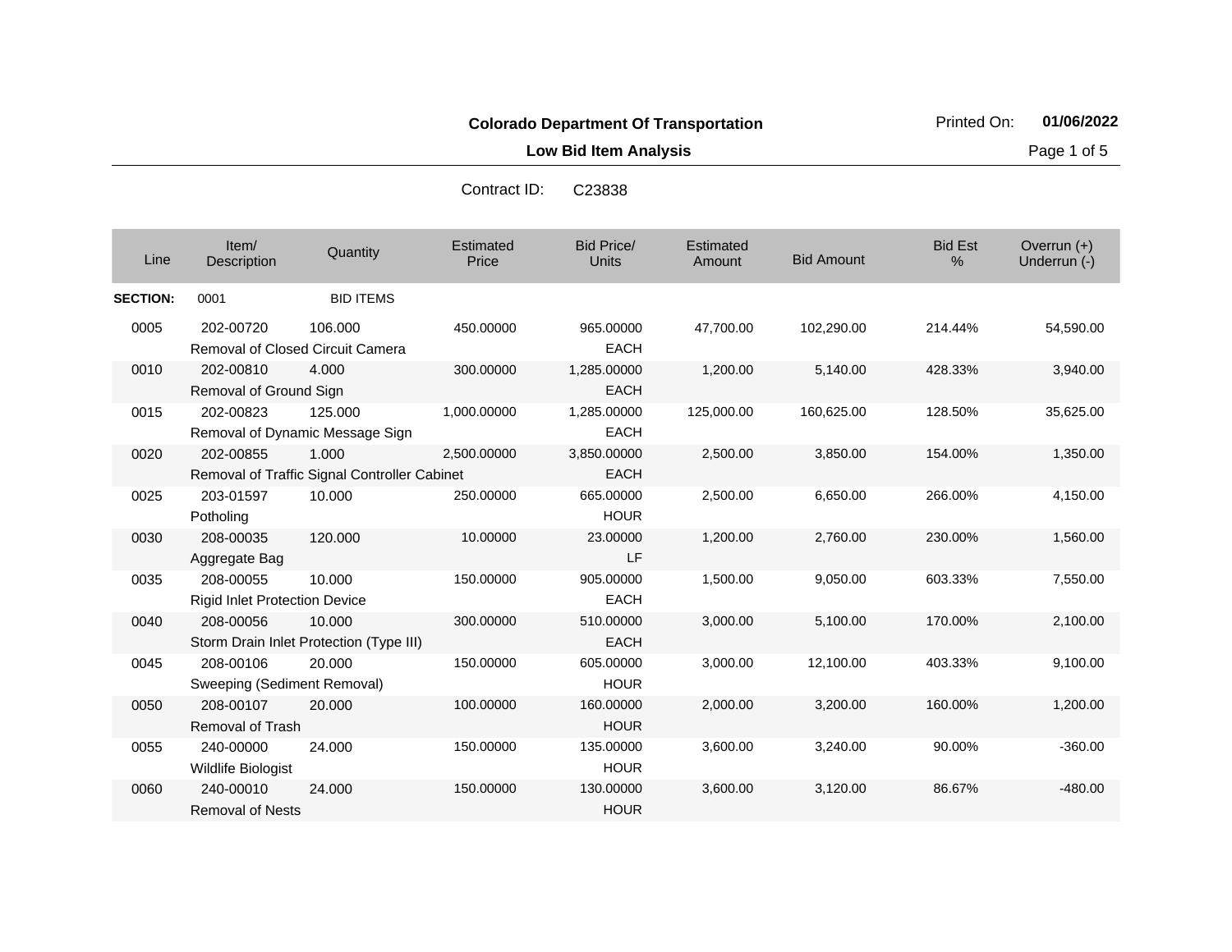**Colorado Department Of Transportation**

**Low Bid Item Analysis**

Printed On: **01/06/2022**

Contract ID: C23838

| Line | Item/ Description | Quantity | Estimated Price | Bid Price/ Units | Estimated Amount | Bid Amount | Bid Est % | Overrun (+) Underrun (-) |
|---|---|---|---|---|---|---|---|---|
| **SECTION:** | 0001 | BID ITEMS | | | | | | |
| 0005 | 202-00720 Removal of Closed Circuit Camera | 106.000 | 450.00000 | 965.00000 EACH | 47,700.00 | 102,290.00 | 214.44% | 54,590.00 |
| 0010 | 202-00810 Removal of Ground Sign | 4.000 | 300.00000 | 1,285.00000 EACH | 1,200.00 | 5,140.00 | 428.33% | 3,940.00 |
| 0015 | 202-00823 Removal of Dynamic Message Sign | 125.000 | 1,000.00000 | 1,285.00000 EACH | 125,000.00 | 160,625.00 | 128.50% | 35,625.00 |
| 0020 | 202-00855 Removal of Traffic Signal Controller Cabinet | 1.000 | 2,500.00000 | 3,850.00000 EACH | 2,500.00 | 3,850.00 | 154.00% | 1,350.00 |
| 0025 | 203-01597 Potholing | 10.000 | 250.00000 | 665.00000 HOUR | 2,500.00 | 6,650.00 | 266.00% | 4,150.00 |
| 0030 | 208-00035 Aggregate Bag | 120.000 | 10.00000 | 23.00000 LF | 1,200.00 | 2,760.00 | 230.00% | 1,560.00 |
| 0035 | 208-00055 Rigid Inlet Protection Device | 10.000 | 150.00000 | 905.00000 EACH | 1,500.00 | 9,050.00 | 603.33% | 7,550.00 |
| 0040 | 208-00056 Storm Drain Inlet Protection (Type III) | 10.000 | 300.00000 | 510.00000 EACH | 3,000.00 | 5,100.00 | 170.00% | 2,100.00 |
| 0045 | 208-00106 Sweeping (Sediment Removal) | 20.000 | 150.00000 | 605.00000 HOUR | 3,000.00 | 12,100.00 | 403.33% | 9,100.00 |
| 0050 | 208-00107 Removal of Trash | 20.000 | 100.00000 | 160.00000 HOUR | 2,000.00 | 3,200.00 | 160.00% | 1,200.00 |
| 0055 | 240-00000 Wildlife Biologist | 24.000 | 150.00000 | 135.00000 HOUR | 3,600.00 | 3,240.00 | 90.00% | -360.00 |
| 0060 | 240-00010 Removal of Nests | 24.000 | 150.00000 | 130.00000 HOUR | 3,600.00 | 3,120.00 | 86.67% | -480.00 |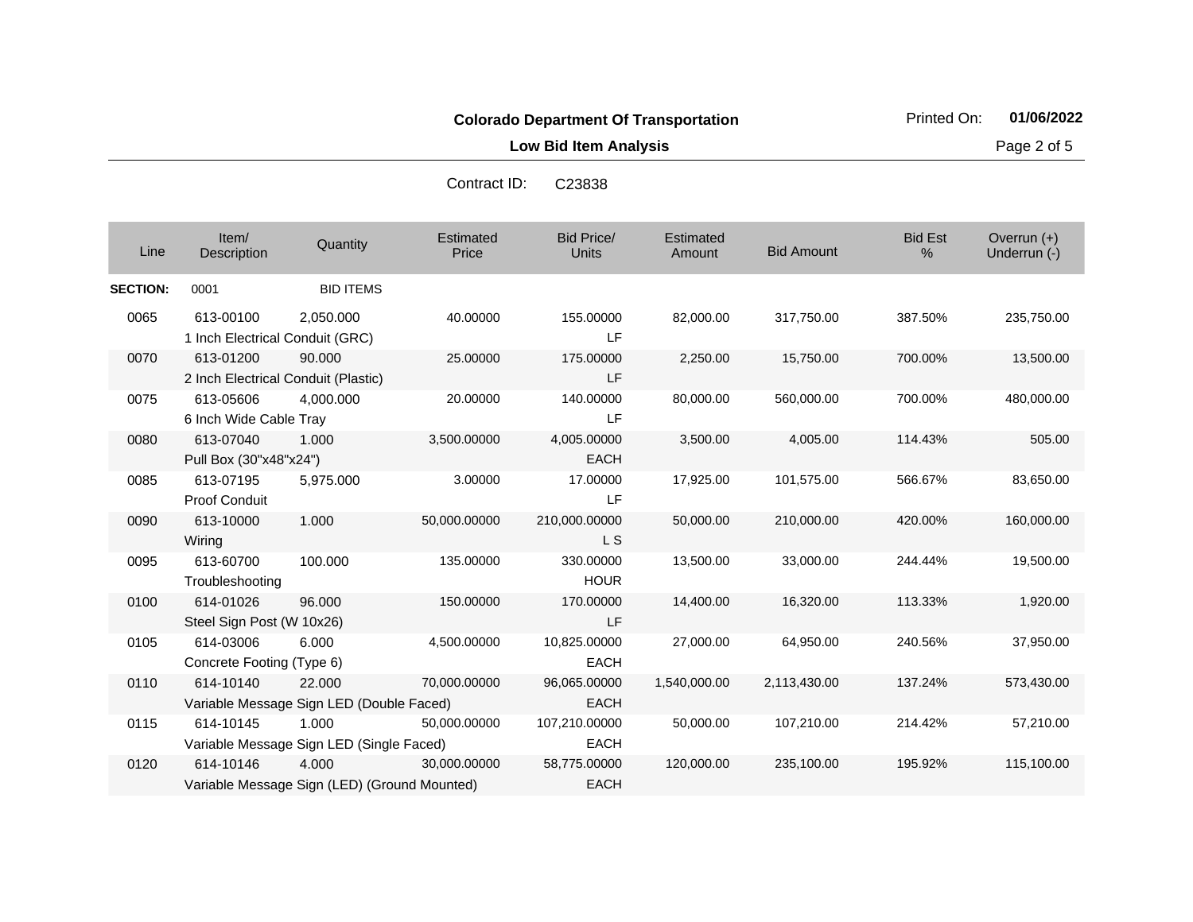**Colorado Department Of Transportation**

Printed On: **01/06/2022**

**Low Bid Item Analysis**

Contract ID: C23838

| Line | Item/ Description | Quantity | Estimated Price | Bid Price/ Units | Estimated Amount | Bid Amount | Bid Est % | Overrun (+) Underrun (-) |
|---|---|---|---|---|---|---|---|---|
| **SECTION:** | 0001 | BID ITEMS | | | | | | |
| 0065 | 613-00100 1 Inch Electrical Conduit (GRC) | 2,050.000 | 40.00000 | 155.00000 LF | 82,000.00 | 317,750.00 | 387.50% | 235,750.00 |
| 0070 | 613-01200 2 Inch Electrical Conduit (Plastic) | 90.000 | 25.00000 | 175.00000 LF | 2,250.00 | 15,750.00 | 700.00% | 13,500.00 |
| 0075 | 613-05606 6 Inch Wide Cable Tray | 4,000.000 | 20.00000 | 140.00000 LF | 80,000.00 | 560,000.00 | 700.00% | 480,000.00 |
| 0080 | 613-07040 Pull Box (30"x48"x24") | 1.000 | 3,500.00000 | 4,005.00000 EACH | 3,500.00 | 4,005.00 | 114.43% | 505.00 |
| 0085 | 613-07195 Proof Conduit | 5,975.000 | 3.00000 | 17.00000 LF | 17,925.00 | 101,575.00 | 566.67% | 83,650.00 |
| 0090 | 613-10000 Wiring | 1.000 | 50,000.00000 | 210,000.00000 L S | 50,000.00 | 210,000.00 | 420.00% | 160,000.00 |
| 0095 | 613-60700 Troubleshooting | 100.000 | 135.00000 | 330.00000 HOUR | 13,500.00 | 33,000.00 | 244.44% | 19,500.00 |
| 0100 | 614-01026 Steel Sign Post (W 10x26) | 96.000 | 150.00000 | 170.00000 LF | 14,400.00 | 16,320.00 | 113.33% | 1,920.00 |
| 0105 | 614-03006 Concrete Footing (Type 6) | 6.000 | 4,500.00000 | 10,825.00000 EACH | 27,000.00 | 64,950.00 | 240.56% | 37,950.00 |
| 0110 | 614-10140 Variable Message Sign LED (Double Faced) | 22.000 | 70,000.00000 | 96,065.00000 EACH | 1,540,000.00 | 2,113,430.00 | 137.24% | 573,430.00 |
| 0115 | 614-10145 Variable Message Sign LED (Single Faced) | 1.000 | 50,000.00000 | 107,210.00000 EACH | 50,000.00 | 107,210.00 | 214.42% | 57,210.00 |
| 0120 | 614-10146 Variable Message Sign (LED) (Ground Mounted) | 4.000 | 30,000.00000 | 58,775.00000 EACH | 120,000.00 | 235,100.00 | 195.92% | 115,100.00 |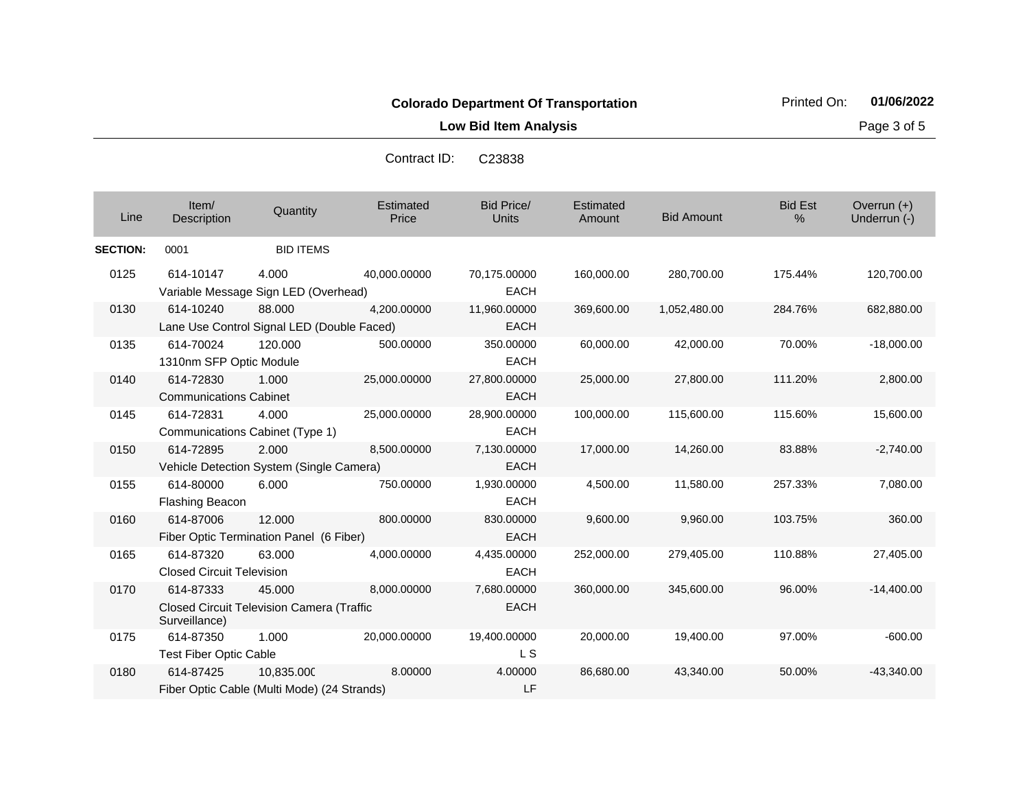**Colorado Department Of Transportation**

**Low Bid Item Analysis**

Printed On: **01/06/2022**

Contract ID: C23838

| Line | Item/ Description | Quantity | Estimated Price | Bid Price/ Units | Estimated Amount | Bid Amount | Bid Est % | Overrun (+) Underrun (-) |
|---|---|---|---|---|---|---|---|---|
| **SECTION:** | 0001 | BID ITEMS | | | | | | |
| 0125 | 614-10147 Variable Message Sign LED (Overhead) | 4.000 | 40,000.00000 | 70,175.00000 EACH | 160,000.00 | 280,700.00 | 175.44% | 120,700.00 |
| 0130 | 614-10240 Lane Use Control Signal LED (Double Faced) | 88.000 | 4,200.00000 | 11,960.00000 EACH | 369,600.00 | 1,052,480.00 | 284.76% | 682,880.00 |
| 0135 | 614-70024 1310nm SFP Optic Module | 120.000 | 500.00000 | 350.00000 EACH | 60,000.00 | 42,000.00 | 70.00% | -18,000.00 |
| 0140 | 614-72830 Communications Cabinet | 1.000 | 25,000.00000 | 27,800.00000 EACH | 25,000.00 | 27,800.00 | 111.20% | 2,800.00 |
| 0145 | 614-72831 Communications Cabinet (Type 1) | 4.000 | 25,000.00000 | 28,900.00000 EACH | 100,000.00 | 115,600.00 | 115.60% | 15,600.00 |
| 0150 | 614-72895 Vehicle Detection System (Single Camera) | 2.000 | 8,500.00000 | 7,130.00000 EACH | 17,000.00 | 14,260.00 | 83.88% | -2,740.00 |
| 0155 | 614-80000 Flashing Beacon | 6.000 | 750.00000 | 1,930.00000 EACH | 4,500.00 | 11,580.00 | 257.33% | 7,080.00 |
| 0160 | 614-87006 Fiber Optic Termination Panel (6 Fiber) | 12.000 | 800.00000 | 830.00000 EACH | 9,600.00 | 9,960.00 | 103.75% | 360.00 |
| 0165 | 614-87320 Closed Circuit Television | 63.000 | 4,000.00000 | 4,435.00000 EACH | 252,000.00 | 279,405.00 | 110.88% | 27,405.00 |
| 0170 | 614-87333 Closed Circuit Television Camera (Traffic Surveillance) | 45.000 | 8,000.00000 | 7,680.00000 EACH | 360,000.00 | 345,600.00 | 96.00% | -14,400.00 |
| 0175 | 614-87350 Test Fiber Optic Cable | 1.000 | 20,000.00000 | 19,400.00000 L S | 20,000.00 | 19,400.00 | 97.00% | -600.00 |
| 0180 | 614-87425 Fiber Optic Cable (Multi Mode) (24 Strands) | 10,835.000 | 8.00000 | 4.00000 LF | 86,680.00 | 43,340.00 | 50.00% | -43,340.00 |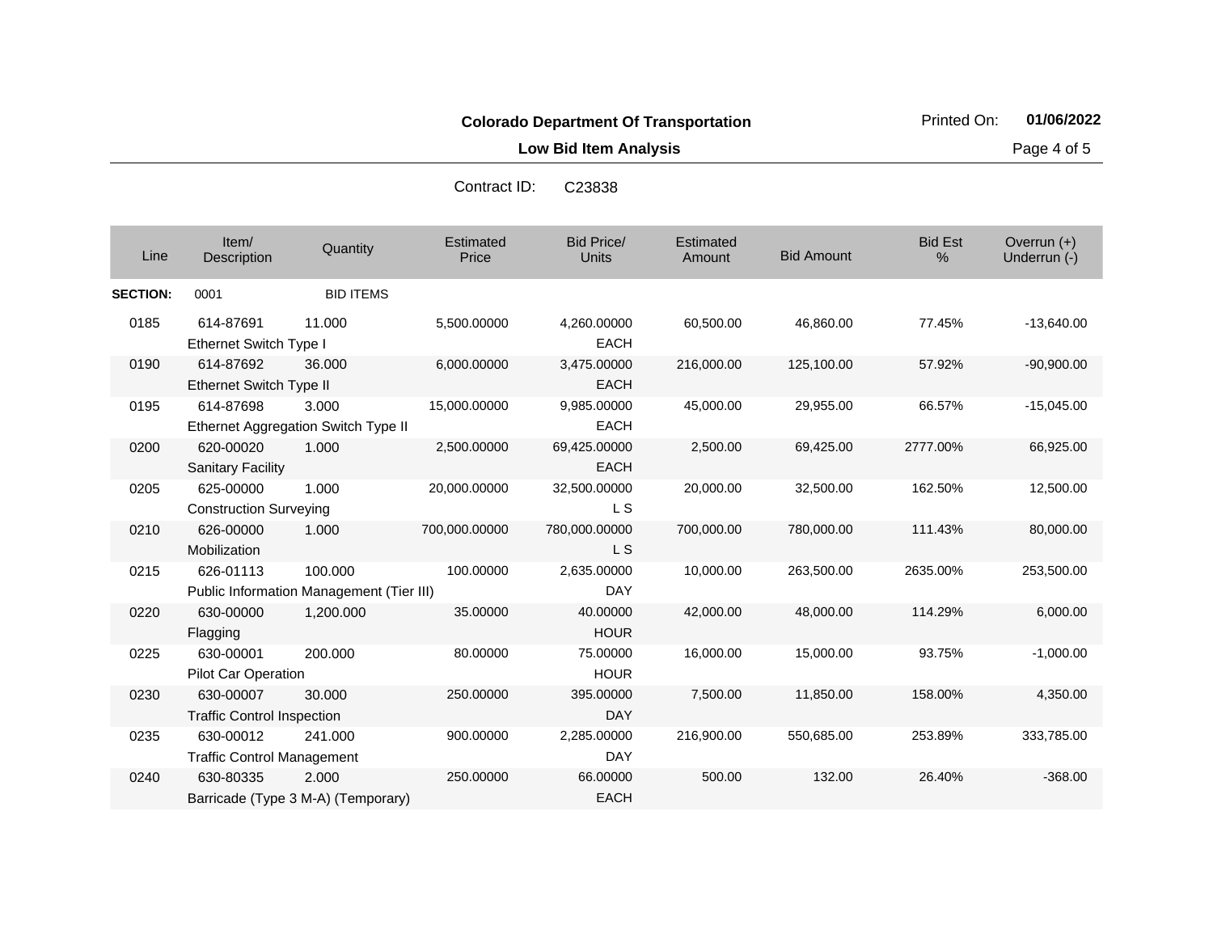**Colorado Department Of Transportation**

**Low Bid Item Analysis**

Contract ID: C23838

| Line | Item/ Description | Quantity | Estimated Price | Bid Price/ Units | Estimated Amount | Bid Amount | Bid Est % | Overrun (+) Underrun (-) |
|---|---|---|---|---|---|---|---|---|
| **SECTION:** | 0001 | BID ITEMS | | | | | | |
| 0185 | 614-87691 Ethernet Switch Type I | 11.000 | 5,500.00000 | 4,260.00000 EACH | 60,500.00 | 46,860.00 | 77.45% | -13,640.00 |
| 0190 | 614-87692 Ethernet Switch Type II | 36.000 | 6,000.00000 | 3,475.00000 EACH | 216,000.00 | 125,100.00 | 57.92% | -90,900.00 |
| 0195 | 614-87698 Ethernet Aggregation Switch Type II | 3.000 | 15,000.00000 | 9,985.00000 EACH | 45,000.00 | 29,955.00 | 66.57% | -15,045.00 |
| 0200 | 620-00020 Sanitary Facility | 1.000 | 2,500.00000 | 69,425.00000 EACH | 2,500.00 | 69,425.00 | 2777.00% | 66,925.00 |
| 0205 | 625-00000 Construction Surveying | 1.000 | 20,000.00000 | 32,500.00000 L S | 20,000.00 | 32,500.00 | 162.50% | 12,500.00 |
| 0210 | 626-00000 Mobilization | 1.000 | 700,000.00000 | 780,000.00000 L S | 700,000.00 | 780,000.00 | 111.43% | 80,000.00 |
| 0215 | 626-01113 Public Information Management (Tier III) | 100.000 | 100.00000 | 2,635.00000 DAY | 10,000.00 | 263,500.00 | 2635.00% | 253,500.00 |
| 0220 | 630-00000 Flagging | 1,200.000 | 35.00000 | 40.00000 HOUR | 42,000.00 | 48,000.00 | 114.29% | 6,000.00 |
| 0225 | 630-00001 Pilot Car Operation | 200.000 | 80.00000 | 75.00000 HOUR | 16,000.00 | 15,000.00 | 93.75% | -1,000.00 |
| 0230 | 630-00007 Traffic Control Inspection | 30.000 | 250.00000 | 395.00000 DAY | 7,500.00 | 11,850.00 | 158.00% | 4,350.00 |
| 0235 | 630-00012 Traffic Control Management | 241.000 | 900.00000 | 2,285.00000 DAY | 216,900.00 | 550,685.00 | 253.89% | 333,785.00 |
| 0240 | 630-80335 Barricade (Type 3 M-A) (Temporary) | 2.000 | 250.00000 | 66.00000 EACH | 500.00 | 132.00 | 26.40% | -368.00 |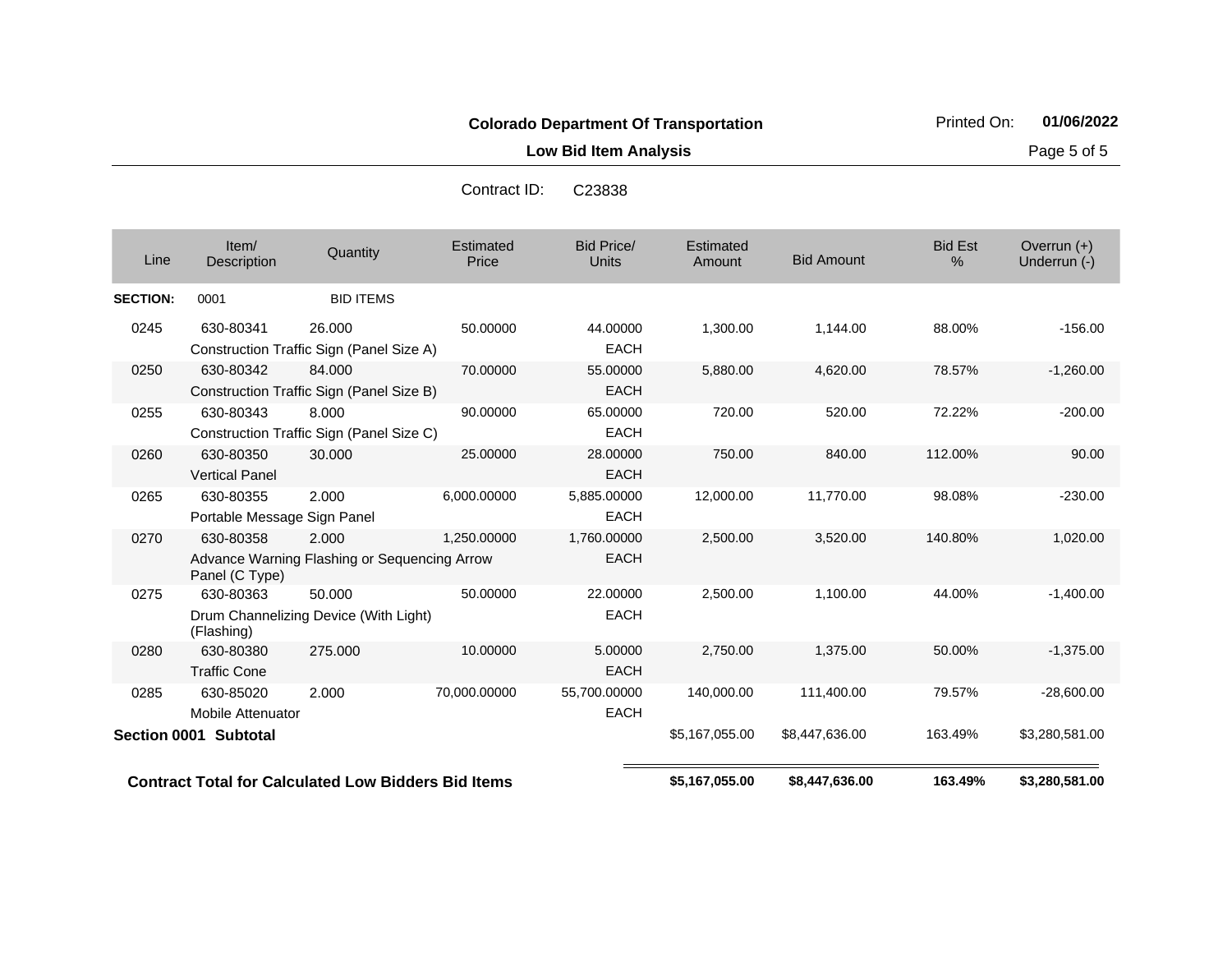**Colorado Department Of Transportation**

Printed On: **01/06/2022**

**Low Bid Item Analysis**

Contract ID: C23838

| Line | Item/ Description | Quantity | Estimated Price | Bid Price/ Units | Estimated Amount | Bid Amount | Bid Est % | Overrun (+) Underrun (-) |
|---|---|---|---|---|---|---|---|---|
| **SECTION:** | 0001 | BID ITEMS | | | | | | |
| 0245 | 630-80341 Construction Traffic Sign (Panel Size A) | 26.000 | 50.00000 | 44.00000 EACH | 1,300.00 | 1,144.00 | 88.00% | -156.00 |
| 0250 | 630-80342 Construction Traffic Sign (Panel Size B) | 84.000 | 70.00000 | 55.00000 EACH | 5,880.00 | 4,620.00 | 78.57% | -1,260.00 |
| 0255 | 630-80343 Construction Traffic Sign (Panel Size C) | 8.000 | 90.00000 | 65.00000 EACH | 720.00 | 520.00 | 72.22% | -200.00 |
| 0260 | 630-80350 Vertical Panel | 30.000 | 25.00000 | 28.00000 EACH | 750.00 | 840.00 | 112.00% | 90.00 |
| 0265 | 630-80355 Portable Message Sign Panel | 2.000 | 6,000.00000 | 5,885.00000 EACH | 12,000.00 | 11,770.00 | 98.08% | -230.00 |
| 0270 | 630-80358 Advance Warning Flashing or Sequencing Arrow Panel (C Type) | 2.000 | 1,250.00000 | 1,760.00000 EACH | 2,500.00 | 3,520.00 | 140.80% | 1,020.00 |
| 0275 | 630-80363 Drum Channelizing Device (With Light) (Flashing) | 50.000 | 50.00000 | 22.00000 EACH | 2,500.00 | 1,100.00 | 44.00% | -1,400.00 |
| 0280 | 630-80380 Traffic Cone | 275.000 | 10.00000 | 5.00000 EACH | 2,750.00 | 1,375.00 | 50.00% | -1,375.00 |
| 0285 | 630-85020 Mobile Attenuator | 2.000 | 70,000.00000 | 55,700.00000 EACH | 140,000.00 | 111,400.00 | 79.57% | -28,600.00 |
| **Section 0001 Subtotal** | | | | | $5,167,055.00 | $8,447,636.00 | 163.49% | $3,280,581.00 |
| **Contract Total for Calculated Low Bidders Bid Items** | | | | | **$5,167,055.00** | **$8,447,636.00** | **163.49%** | **$3,280,581.00** |